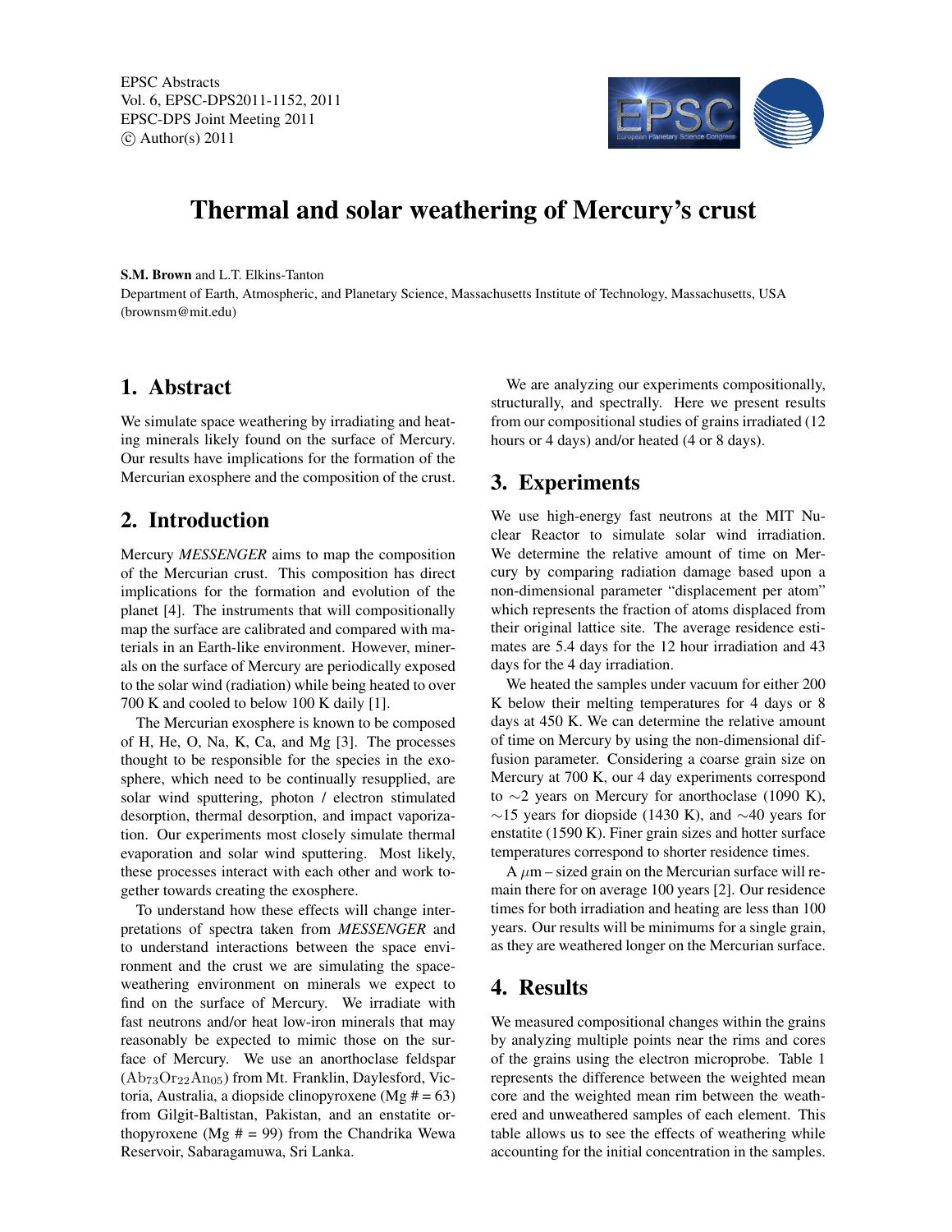# Thermal and solar weathering of Mercury's crust

**S.M. Brown** and L.T. Elkins-Tanton

Department of Earth, Atmospheric, and Planetary Science, Massachusetts Institute of Technology, Massachusetts, USA (brownsm@mit.edu)

## 1. Abstract

We simulate space weathering by irradiating and heating minerals likely found on the surface of Mercury. Our results have implications for the formation of the Mercurian exosphere and the composition of the crust.

## 2. Introduction

Mercury *MESSENGER* aims to map the composition of the Mercurian crust. This composition has direct implications for the formation and evolution of the planet [4]. The instruments that will compositionally map the surface are calibrated and compared with materials in an Earth-like environment. However, minerals on the surface of Mercury are periodically exposed to the solar wind (radiation) while being heated to over 700 K and cooled to below 100 K daily [1].

The Mercurian exosphere is known to be composed of H, He, O, Na, K, Ca, and Mg [3]. The processes thought to be responsible for the species in the exosphere, which need to be continually resupplied, are solar wind sputtering, photon / electron stimulated desorption, thermal desorption, and impact vaporization. Our experiments most closely simulate thermal evaporation and solar wind sputtering. Most likely, these processes interact with each other and work together towards creating the exosphere.

To understand how these effects will change interpretations of spectra taken from *MESSENGER* and to understand interactions between the space environment and the crust we are simulating the space-weathering environment on minerals we expect to find on the surface of Mercury. We irradiate with fast neutrons and/or heat low-iron minerals that may reasonably be expected to mimic those on the surface of Mercury. We use an anorthoclase feldspar ($Ab_{73}Or_{22}An_{05}$) from Mt. Franklin, Daylesford, Victoria, Australia, a diopside clinopyroxene (Mg # = 63) from Gilgit-Baltistan, Pakistan, and an enstatite orthopyroxene (Mg # = 99) from the Chandrika Wewa Reservoir, Sabaragamuwa, Sri Lanka.

We are analyzing our experiments compositionally, structurally, and spectrally. Here we present results from our compositional studies of grains irradiated (12 hours or 4 days) and/or heated (4 or 8 days).

## 3. Experiments

We use high-energy fast neutrons at the MIT Nuclear Reactor to simulate solar wind irradiation. We determine the relative amount of time on Mercury by comparing radiation damage based upon a non-dimensional parameter "displacement per atom" which represents the fraction of atoms displaced from their original lattice site. The average residence estimates are 5.4 days for the 12 hour irradiation and 43 days for the 4 day irradiation.

We heated the samples under vacuum for either 200 K below their melting temperatures for 4 days or 8 days at 450 K. We can determine the relative amount of time on Mercury by using the non-dimensional diffusion parameter. Considering a coarse grain size on Mercury at 700 K, our 4 day experiments correspond to ~2 years on Mercury for anorthoclase (1090 K), ~15 years for diopside (1430 K), and ~40 years for enstatite (1590 K). Finer grain sizes and hotter surface temperatures correspond to shorter residence times.

A $\mu$m – sized grain on the Mercurian surface will remain there for on average 100 years [2]. Our residence times for both irradiation and heating are less than 100 years. Our results will be minimums for a single grain, as they are weathered longer on the Mercurian surface.

## 4. Results

We measured compositional changes within the grains by analyzing multiple points near the rims and cores of the grains using the electron microprobe. Table 1 represents the difference between the weighted mean core and the weighted mean rim between the weathered and unweathered samples of each element. This table allows us to see the effects of weathering while accounting for the initial concentration in the samples.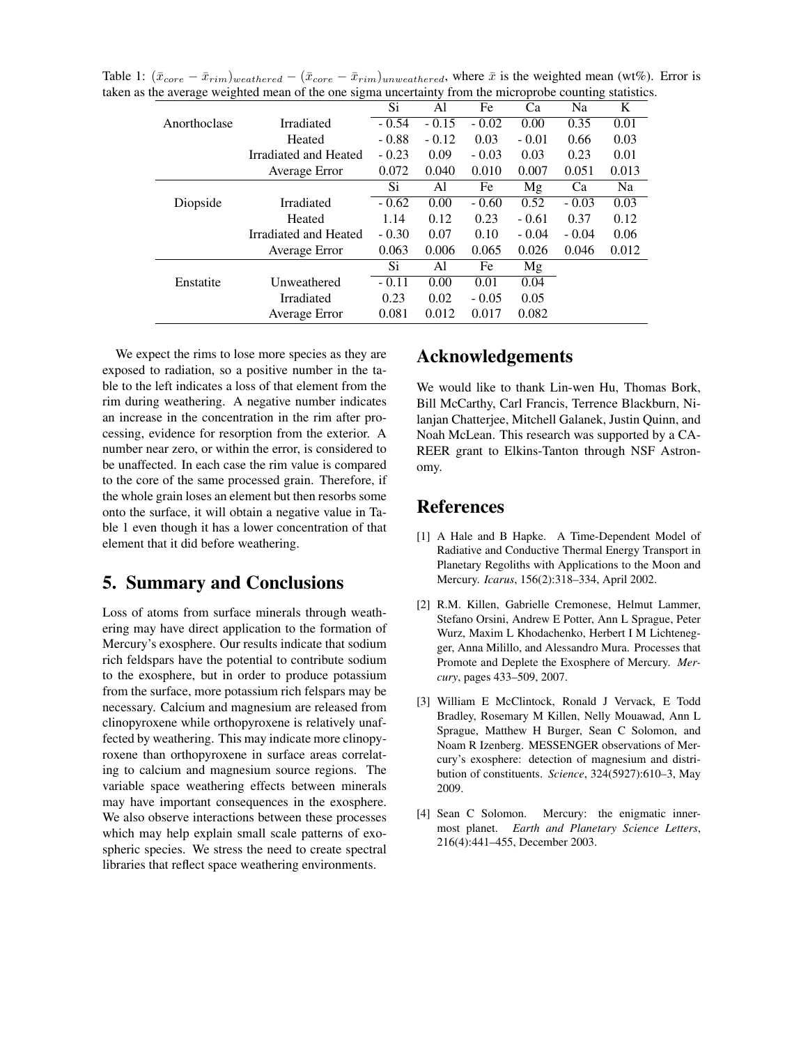Table 1: $(\bar{x}_{core} - \bar{x}_{rim})_{weathered} - (\bar{x}_{core} - \bar{x}_{rim})_{unweathered}$, where $\bar{x}$ is the weighted mean (wt%). Error is taken as the average weighted mean of the one sigma uncertainty from the microprobe counting statistics.

| | | Si | Al | Fe | Ca | Na | K |
|---|---|---|---|---|---|---|---|
| Anorthoclase | Irradiated | - 0.54 | - 0.15 | - 0.02 | 0.00 | 0.35 | 0.01 |
| | Heated | - 0.88 | - 0.12 | 0.03 | - 0.01 | 0.66 | 0.03 |
| | Irradiated and Heated | - 0.23 | 0.09 | - 0.03 | 0.03 | 0.23 | 0.01 |
| | Average Error | 0.072 | 0.040 | 0.010 | 0.007 | 0.051 | 0.013 |
| | | Si | Al | Fe | Mg | Ca | Na |
| Diopside | Irradiated | - 0.62 | 0.00 | - 0.60 | 0.52 | - 0.03 | 0.03 |
| | Heated | 1.14 | 0.12 | 0.23 | - 0.61 | 0.37 | 0.12 |
| | Irradiated and Heated | - 0.30 | 0.07 | 0.10 | - 0.04 | - 0.04 | 0.06 |
| | Average Error | 0.063 | 0.006 | 0.065 | 0.026 | 0.046 | 0.012 |
| | | Si | Al | Fe | Mg | | |
| Enstatite | Unweathered | - 0.11 | 0.00 | 0.01 | 0.04 | | |
| | Irradiated | 0.23 | 0.02 | - 0.05 | 0.05 | | |
| | Average Error | 0.081 | 0.012 | 0.017 | 0.082 | | |

We expect the rims to lose more species as they are exposed to radiation, so a positive number in the table to the left indicates a loss of that element from the rim during weathering. A negative number indicates an increase in the concentration in the rim after processing, evidence for resorption from the exterior. A number near zero, or within the error, is considered to be unaffected. In each case the rim value is compared to the core of the same processed grain. Therefore, if the whole grain loses an element but then resorbs some onto the surface, it will obtain a negative value in Table 1 even though it has a lower concentration of that element that it did before weathering.

## 5. Summary and Conclusions

Loss of atoms from surface minerals through weathering may have direct application to the formation of Mercury's exosphere. Our results indicate that sodium rich feldspars have the potential to contribute sodium to the exosphere, but in order to produce potassium from the surface, more potassium rich felspars may be necessary. Calcium and magnesium are released from clinopyroxene while orthopyroxene is relatively unaffected by weathering. This may indicate more clinopyroxene than orthopyroxene in surface areas correlating to calcium and magnesium source regions. The variable space weathering effects between minerals may have important consequences in the exosphere. We also observe interactions between these processes which may help explain small scale patterns of exospheric species. We stress the need to create spectral libraries that reflect space weathering environments.

## Acknowledgements

We would like to thank Lin-wen Hu, Thomas Bork, Bill McCarthy, Carl Francis, Terrence Blackburn, Nilanjan Chatterjee, Mitchell Galanek, Justin Quinn, and Noah McLean. This research was supported by a CAREER grant to Elkins-Tanton through NSF Astronomy.

## References

[1] A Hale and B Hapke. A Time-Dependent Model of Radiative and Conductive Thermal Energy Transport in Planetary Regoliths with Applications to the Moon and Mercury. *Icarus*, 156(2):318–334, April 2002.

[2] R.M. Killen, Gabrielle Cremonese, Helmut Lammer, Stefano Orsini, Andrew E Potter, Ann L Sprague, Peter Wurz, Maxim L Khodachenko, Herbert I M Lichtenegger, Anna Milillo, and Alessandro Mura. Processes that Promote and Deplete the Exosphere of Mercury. *Mercury*, pages 433–509, 2007.

[3] William E McClintock, Ronald J Vervack, E Todd Bradley, Rosemary M Killen, Nelly Mouawad, Ann L Sprague, Matthew H Burger, Sean C Solomon, and Noam R Izenberg. MESSENGER observations of Mercury's exosphere: detection of magnesium and distribution of constituents. *Science*, 324(5927):610–3, May 2009.

[4] Sean C Solomon. Mercury: the enigmatic innermost planet. *Earth and Planetary Science Letters*, 216(4):441–455, December 2003.